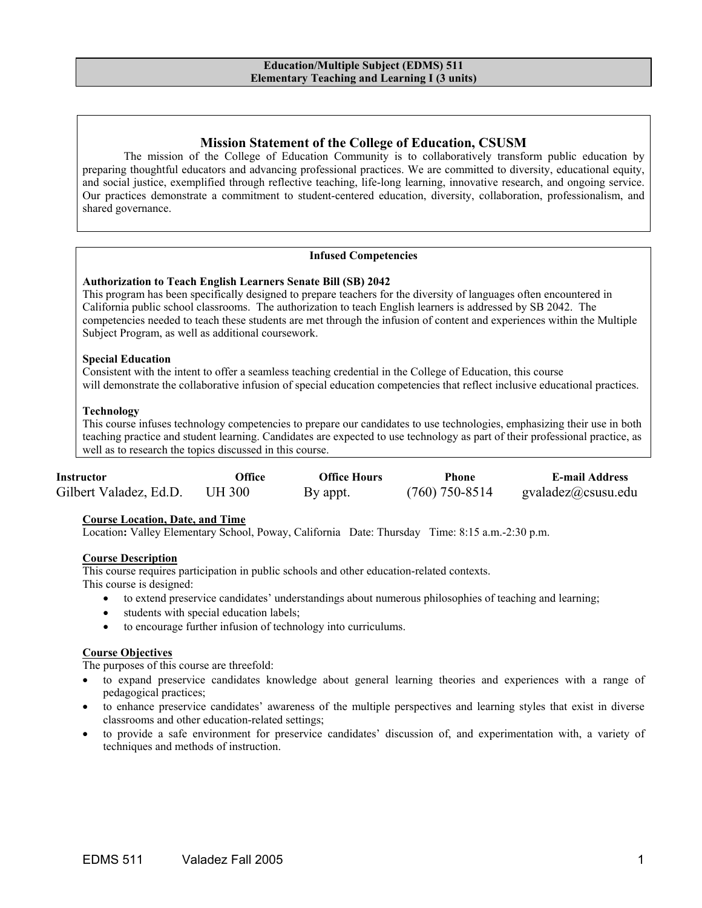**Education/Multiple Subject (EDMS) 511**
**Elementary Teaching and Learning I (3 units)**

## Mission Statement of the College of Education, CSUSM

The mission of the College of Education Community is to collaboratively transform public education by preparing thoughtful educators and advancing professional practices. We are committed to diversity, educational equity, and social justice, exemplified through reflective teaching, life-long learning, innovative research, and ongoing service. Our practices demonstrate a commitment to student-centered education, diversity, collaboration, professionalism, and shared governance.

### Infused Competencies

**Authorization to Teach English Learners Senate Bill (SB) 2042**
This program has been specifically designed to prepare teachers for the diversity of languages often encountered in California public school classrooms. The authorization to teach English learners is addressed by SB 2042. The competencies needed to teach these students are met through the infusion of content and experiences within the Multiple Subject Program, as well as additional coursework.

**Special Education**
Consistent with the intent to offer a seamless teaching credential in the College of Education, this course will demonstrate the collaborative infusion of special education competencies that reflect inclusive educational practices.

**Technology**
This course infuses technology competencies to prepare our candidates to use technologies, emphasizing their use in both teaching practice and student learning. Candidates are expected to use technology as part of their professional practice, as well as to research the topics discussed in this course.

| Instructor | Office | Office Hours | Phone | E-mail Address |
|---|---|---|---|---|
| Gilbert Valadez, Ed.D. | UH 300 | By appt. | (760) 750-8514 | gvaladez@csusu.edu |

**Course Location, Date, and Time**
Location**:** Valley Elementary School, Poway, California Date: Thursday Time: 8:15 a.m.-2:30 p.m.

**Course Description**
This course requires participation in public schools and other education-related contexts.
This course is designed:

- to extend preservice candidates' understandings about numerous philosophies of teaching and learning;
- students with special education labels;
- to encourage further infusion of technology into curriculums.

**Course Objectives**
The purposes of this course are threefold:

- to expand preservice candidates knowledge about general learning theories and experiences with a range of pedagogical practices;
- to enhance preservice candidates' awareness of the multiple perspectives and learning styles that exist in diverse classrooms and other education-related settings;
- to provide a safe environment for preservice candidates' discussion of, and experimentation with, a variety of techniques and methods of instruction.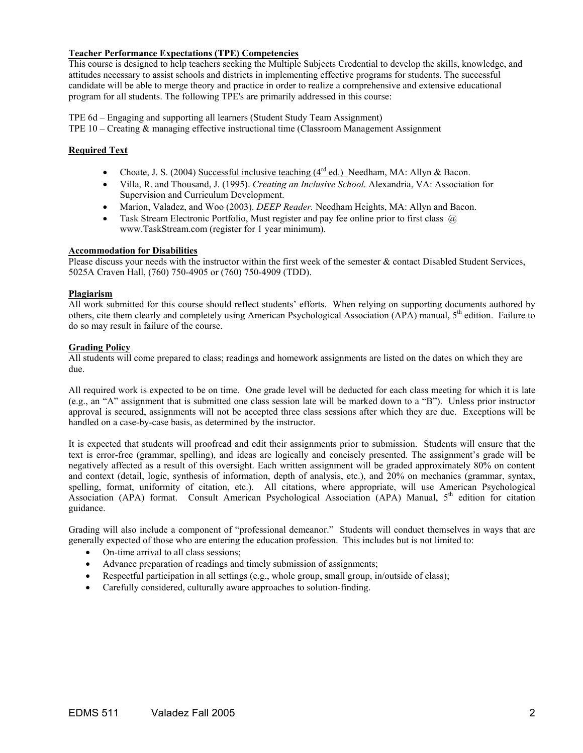**Teacher Performance Expectations (TPE) Competencies**

This course is designed to help teachers seeking the Multiple Subjects Credential to develop the skills, knowledge, and attitudes necessary to assist schools and districts in implementing effective programs for students. The successful candidate will be able to merge theory and practice in order to realize a comprehensive and extensive educational program for all students. The following TPE's are primarily addressed in this course:

TPE 6d – Engaging and supporting all learners (Student Study Team Assignment)
TPE 10 – Creating & managing effective instructional time (Classroom Management Assignment

**Required Text**

- Choate, J. S. (2004) Successful inclusive teaching (4th ed.) Needham, MA: Allyn & Bacon.
- Villa, R. and Thousand, J. (1995). *Creating an Inclusive School*. Alexandria, VA: Association for Supervision and Curriculum Development.
- Marion, Valadez, and Woo (2003). *DEEP Reader.* Needham Heights, MA: Allyn and Bacon.
- Task Stream Electronic Portfolio, Must register and pay fee online prior to first class @ www.TaskStream.com (register for 1 year minimum).

**Accommodation for Disabilities**

Please discuss your needs with the instructor within the first week of the semester & contact Disabled Student Services, 5025A Craven Hall, (760) 750-4905 or (760) 750-4909 (TDD).

**Plagiarism**

All work submitted for this course should reflect students' efforts. When relying on supporting documents authored by others, cite them clearly and completely using American Psychological Association (APA) manual, 5th edition. Failure to do so may result in failure of the course.

**Grading Policy**

All students will come prepared to class; readings and homework assignments are listed on the dates on which they are due.

All required work is expected to be on time. One grade level will be deducted for each class meeting for which it is late (e.g., an "A" assignment that is submitted one class session late will be marked down to a "B"). Unless prior instructor approval is secured, assignments will not be accepted three class sessions after which they are due. Exceptions will be handled on a case-by-case basis, as determined by the instructor.

It is expected that students will proofread and edit their assignments prior to submission. Students will ensure that the text is error-free (grammar, spelling), and ideas are logically and concisely presented. The assignment's grade will be negatively affected as a result of this oversight. Each written assignment will be graded approximately 80% on content and context (detail, logic, synthesis of information, depth of analysis, etc.), and 20% on mechanics (grammar, syntax, spelling, format, uniformity of citation, etc.). All citations, where appropriate, will use American Psychological Association (APA) format. Consult American Psychological Association (APA) Manual, 5th edition for citation guidance.

Grading will also include a component of "professional demeanor." Students will conduct themselves in ways that are generally expected of those who are entering the education profession. This includes but is not limited to:

- On-time arrival to all class sessions;
- Advance preparation of readings and timely submission of assignments;
- Respectful participation in all settings (e.g., whole group, small group, in/outside of class);
- Carefully considered, culturally aware approaches to solution-finding.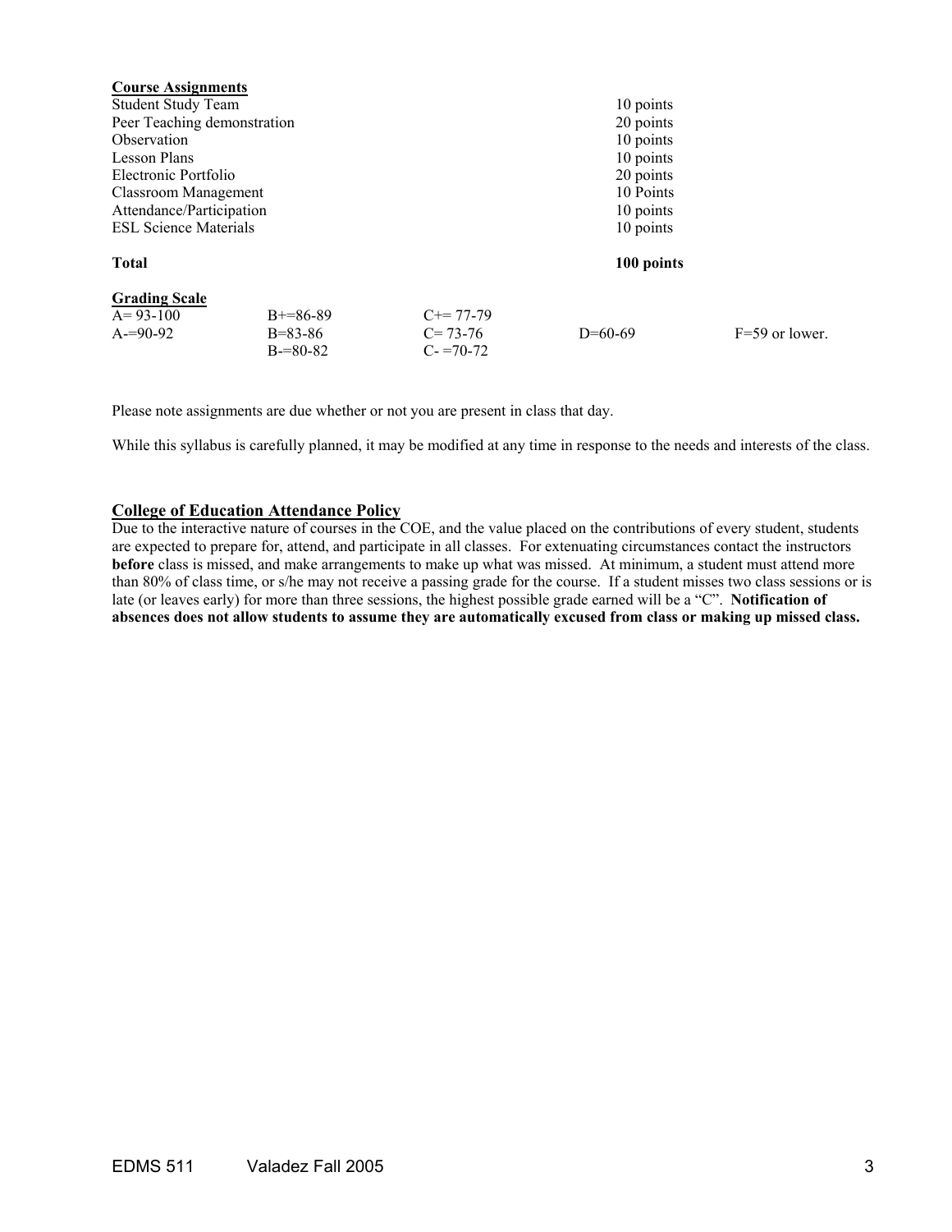**Course Assignments**

| | |
|---|---|
| Student Study Team | 10 points |
| Peer Teaching demonstration | 20 points |
| Observation | 10 points |
| Lesson Plans | 10 points |
| Electronic Portfolio | 20 points |
| Classroom Management | 10 Points |
| Attendance/Participation | 10 points |
| ESL Science Materials | 10 points |
| **Total** | **100 points** |

**Grading Scale**

| | | | | |
|---|---|---|---|---|
| A= 93-100 | B+=86-89 | C+= 77-79 | | |
| A-=90-92 | B=83-86 | C= 73-76 | D=60-69 | F=59 or lower. |
| | B-=80-82 | C- =70-72 | | |

Please note assignments are due whether or not you are present in class that day.

While this syllabus is carefully planned, it may be modified at any time in response to the needs and interests of the class.

**College of Education Attendance Policy**

Due to the interactive nature of courses in the COE, and the value placed on the contributions of every student, students are expected to prepare for, attend, and participate in all classes. For extenuating circumstances contact the instructors **before** class is missed, and make arrangements to make up what was missed. At minimum, a student must attend more than 80% of class time, or s/he may not receive a passing grade for the course. If a student misses two class sessions or is late (or leaves early) for more than three sessions, the highest possible grade earned will be a "C". **Notification of absences does not allow students to assume they are automatically excused from class or making up missed class.**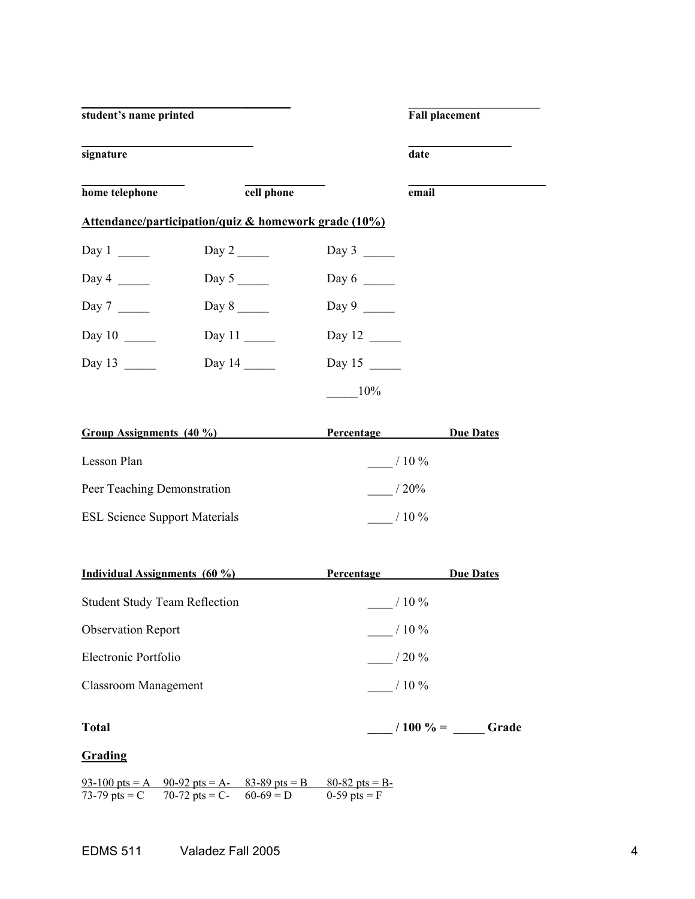**student's name printed** ______________________ **Fall placement** ______________________

**signature** ______________________ **date** ______________________

**home telephone** ______________ **cell phone** ______________ **email** ______________________

**Attendance/participation/quiz & homework grade (10%)**

| | | |
|---|---|---|
| Day 1 _____ | Day 2 _____ | Day 3 _____ |
| Day 4 _____ | Day 5 _____ | Day 6 _____ |
| Day 7 _____ | Day 8 _____ | Day 9 _____ |
| Day 10 _____ | Day 11 _____ | Day 12 _____ |
| Day 13 _____ | Day 14 _____ | Day 15 _____ |
| | | _____10% |

| Group Assignments (40 %) | Percentage | Due Dates |
|---|---|---|
| Lesson Plan | ____ / 10 % | |
| Peer Teaching Demonstration | ____ / 20% | |
| ESL Science Support Materials | ____ / 10 % | |

| Individual Assignments (60 %) | Percentage | Due Dates |
|---|---|---|
| Student Study Team Reflection | ____ / 10 % | |
| Observation Report | ____ / 10 % | |
| Electronic Portfolio | ____ / 20 % | |
| Classroom Management | ____ / 10 % | |
| **Total** | **____ / 100 % = _____ Grade** | |

**Grading**

| | | | |
|---|---|---|---|
| 93-100 pts = A | 90-92 pts = A- | 83-89 pts = B | 80-82 pts = B- |
| 73-79 pts = C | 70-72 pts = C- | 60-69 = D | 0-59 pts = F |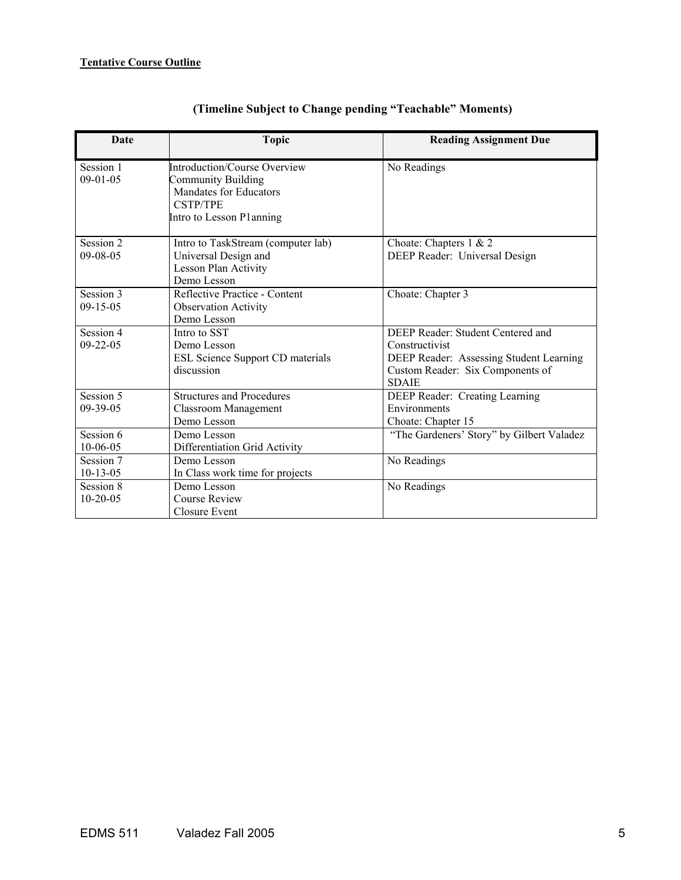**Tentative Course Outline**

**(Timeline Subject to Change pending "Teachable" Moments)**

| Date | Topic | Reading Assignment Due |
|---|---|---|
| Session 1<br>09-01-05 | Introduction/Course Overview<br>Community Building<br>Mandates for Educators<br>CSTP/TPE<br>Intro to Lesson P1anning | No Readings |
| Session 2<br>09-08-05 | Intro to TaskStream (computer lab)<br>Universal Design and<br>Lesson Plan Activity<br>Demo Lesson | Choate: Chapters 1 & 2<br>DEEP Reader: Universal Design |
| Session 3<br>09-15-05 | Reflective Practice - Content<br>Observation Activity<br>Demo Lesson | Choate: Chapter 3 |
| Session 4<br>09-22-05 | Intro to SST<br>Demo Lesson<br>ESL Science Support CD materials discussion | DEEP Reader: Student Centered and Constructivist<br>DEEP Reader: Assessing Student Learning<br>Custom Reader: Six Components of SDAIE |
| Session 5<br>09-39-05 | Structures and Procedures<br>Classroom Management<br>Demo Lesson | DEEP Reader: Creating Learning Environments<br>Choate: Chapter 15 |
| Session 6<br>10-06-05 | Demo Lesson<br>Differentiation Grid Activity | "The Gardeners' Story" by Gilbert Valadez |
| Session 7<br>10-13-05 | Demo Lesson<br>In Class work time for projects | No Readings |
| Session 8<br>10-20-05 | Demo Lesson<br>Course Review<br>Closure Event | No Readings |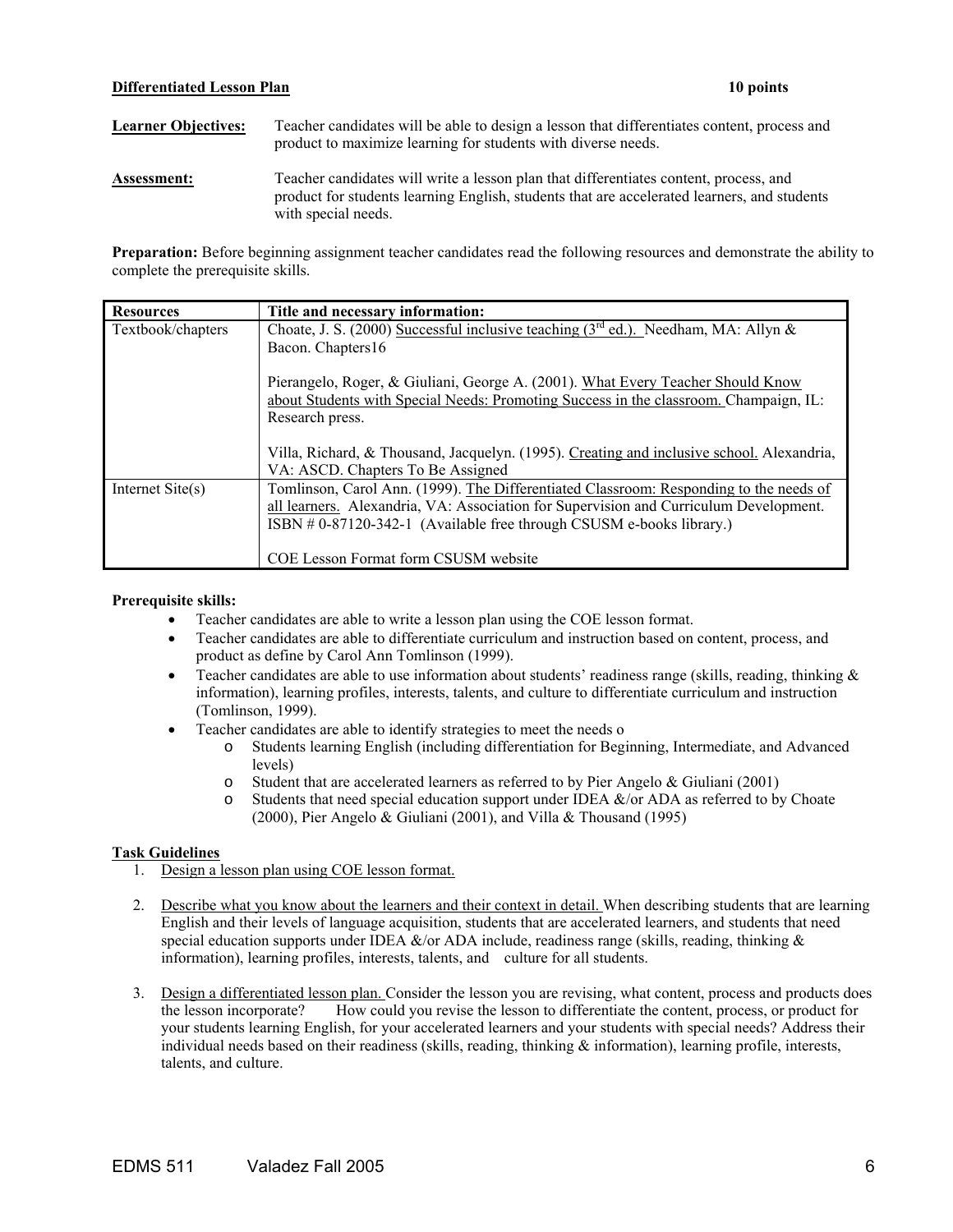**Differentiated Lesson Plan** **10 points**

**Learner Objectives:** Teacher candidates will be able to design a lesson that differentiates content, process and product to maximize learning for students with diverse needs.

**Assessment:** Teacher candidates will write a lesson plan that differentiates content, process, and product for students learning English, students that are accelerated learners, and students with special needs.

**Preparation:** Before beginning assignment teacher candidates read the following resources and demonstrate the ability to complete the prerequisite skills.

| Resources | Title and necessary information: |
|---|---|
| Textbook/chapters | Choate, J. S. (2000) Successful inclusive teaching (3rd ed.). Needham, MA: Allyn & Bacon. Chapters16<br><br>Pierangelo, Roger, & Giuliani, George A. (2001). What Every Teacher Should Know about Students with Special Needs: Promoting Success in the classroom. Champaign, IL: Research press.<br><br>Villa, Richard, & Thousand, Jacquelyn. (1995). Creating and inclusive school. Alexandria, VA: ASCD. Chapters To Be Assigned |
| Internet Site(s) | Tomlinson, Carol Ann. (1999). The Differentiated Classroom: Responding to the needs of all learners. Alexandria, VA: Association for Supervision and Curriculum Development. ISBN # 0-87120-342-1 (Available free through CSUSM e-books library.)<br><br>COE Lesson Format form CSUSM website |

**Prerequisite skills:**

- Teacher candidates are able to write a lesson plan using the COE lesson format.
- Teacher candidates are able to differentiate curriculum and instruction based on content, process, and product as define by Carol Ann Tomlinson (1999).
- Teacher candidates are able to use information about students' readiness range (skills, reading, thinking & information), learning profiles, interests, talents, and culture to differentiate curriculum and instruction (Tomlinson, 1999).
- Teacher candidates are able to identify strategies to meet the needs o
  - Students learning English (including differentiation for Beginning, Intermediate, and Advanced levels)
  - Student that are accelerated learners as referred to by Pier Angelo & Giuliani (2001)
  - Students that need special education support under IDEA &/or ADA as referred to by Choate (2000), Pier Angelo & Giuliani (2001), and Villa & Thousand (1995)

**Task Guidelines**

1. Design a lesson plan using COE lesson format.

2. Describe what you know about the learners and their context in detail. When describing students that are learning English and their levels of language acquisition, students that are accelerated learners, and students that need special education supports under IDEA &/or ADA include, readiness range (skills, reading, thinking & information), learning profiles, interests, talents, and culture for all students.

3. Design a differentiated lesson plan. Consider the lesson you are revising, what content, process and products does the lesson incorporate? How could you revise the lesson to differentiate the content, process, or product for your students learning English, for your accelerated learners and your students with special needs? Address their individual needs based on their readiness (skills, reading, thinking & information), learning profile, interests, talents, and culture.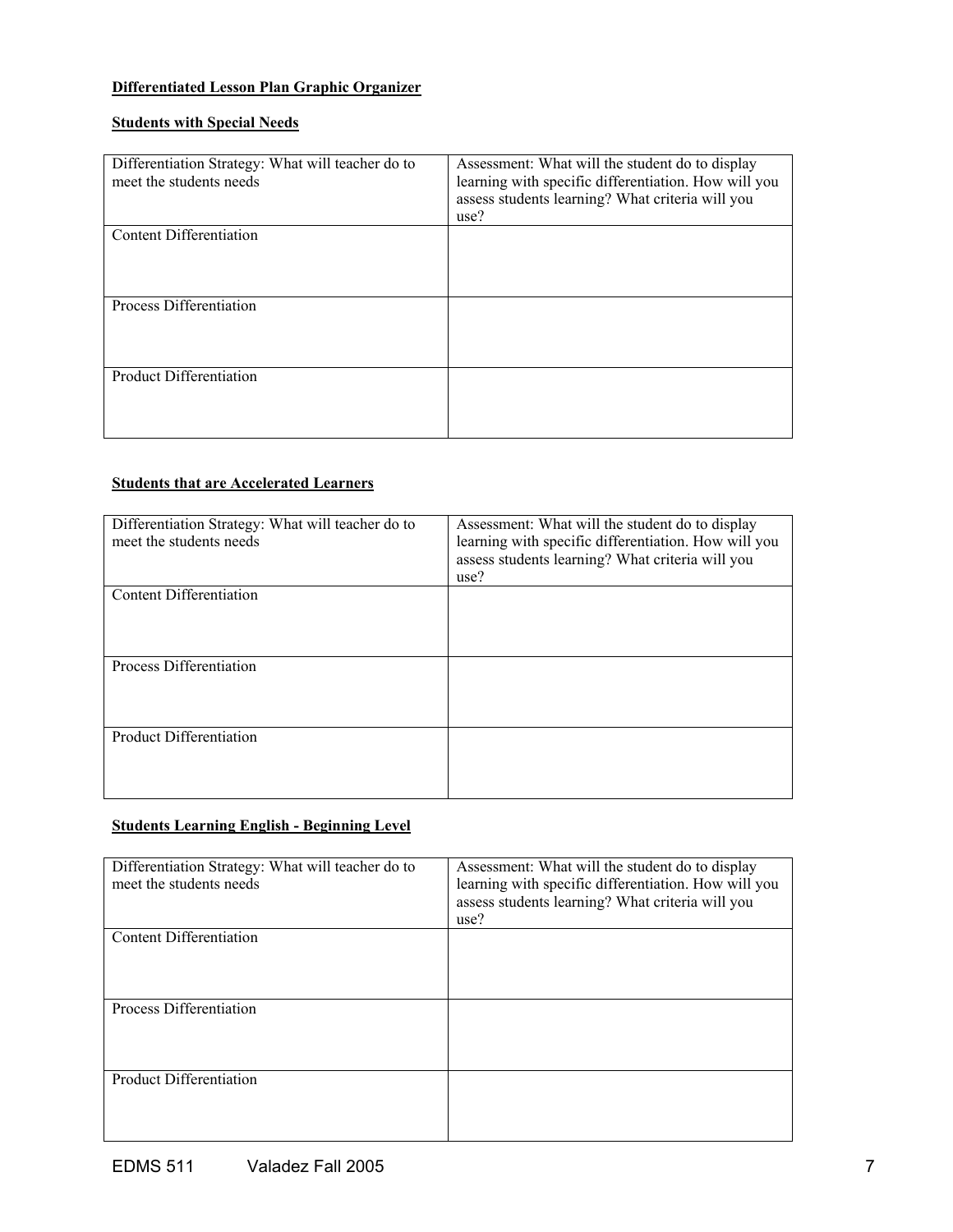**Differentiated Lesson Plan Graphic Organizer**

**Students with Special Needs**

| Differentiation Strategy: What will teacher do to meet the students needs | Assessment: What will the student do to display learning with specific differentiation. How will you assess students learning? What criteria will you use? |
| --- | --- |
| Content Differentiation | |
| Process Differentiation | |
| Product Differentiation | |

**Students that are Accelerated Learners**

| Differentiation Strategy: What will teacher do to meet the students needs | Assessment: What will the student do to display learning with specific differentiation. How will you assess students learning? What criteria will you use? |
| --- | --- |
| Content Differentiation | |
| Process Differentiation | |
| Product Differentiation | |

**Students Learning English - Beginning Level**

| Differentiation Strategy: What will teacher do to meet the students needs | Assessment: What will the student do to display learning with specific differentiation. How will you assess students learning? What criteria will you use? |
| --- | --- |
| Content Differentiation | |
| Process Differentiation | |
| Product Differentiation | |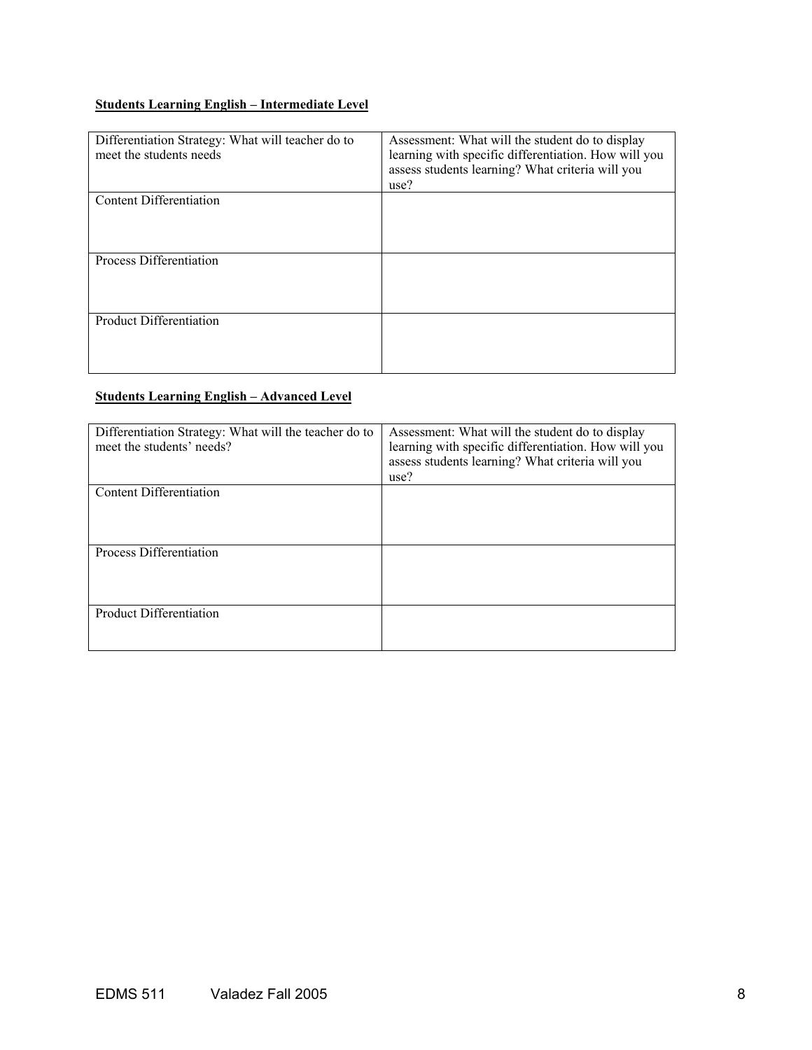**Students Learning English – Intermediate Level**

| Differentiation Strategy: What will teacher do to meet the students needs | Assessment: What will the student do to display learning with specific differentiation. How will you assess students learning? What criteria will you use? |
| --- | --- |
| Content Differentiation | |
| Process Differentiation | |
| Product Differentiation | |

**Students Learning English – Advanced Level**

| Differentiation Strategy: What will the teacher do to meet the students' needs? | Assessment: What will the student do to display learning with specific differentiation. How will you assess students learning? What criteria will you use? |
| --- | --- |
| Content Differentiation | |
| Process Differentiation | |
| Product Differentiation | |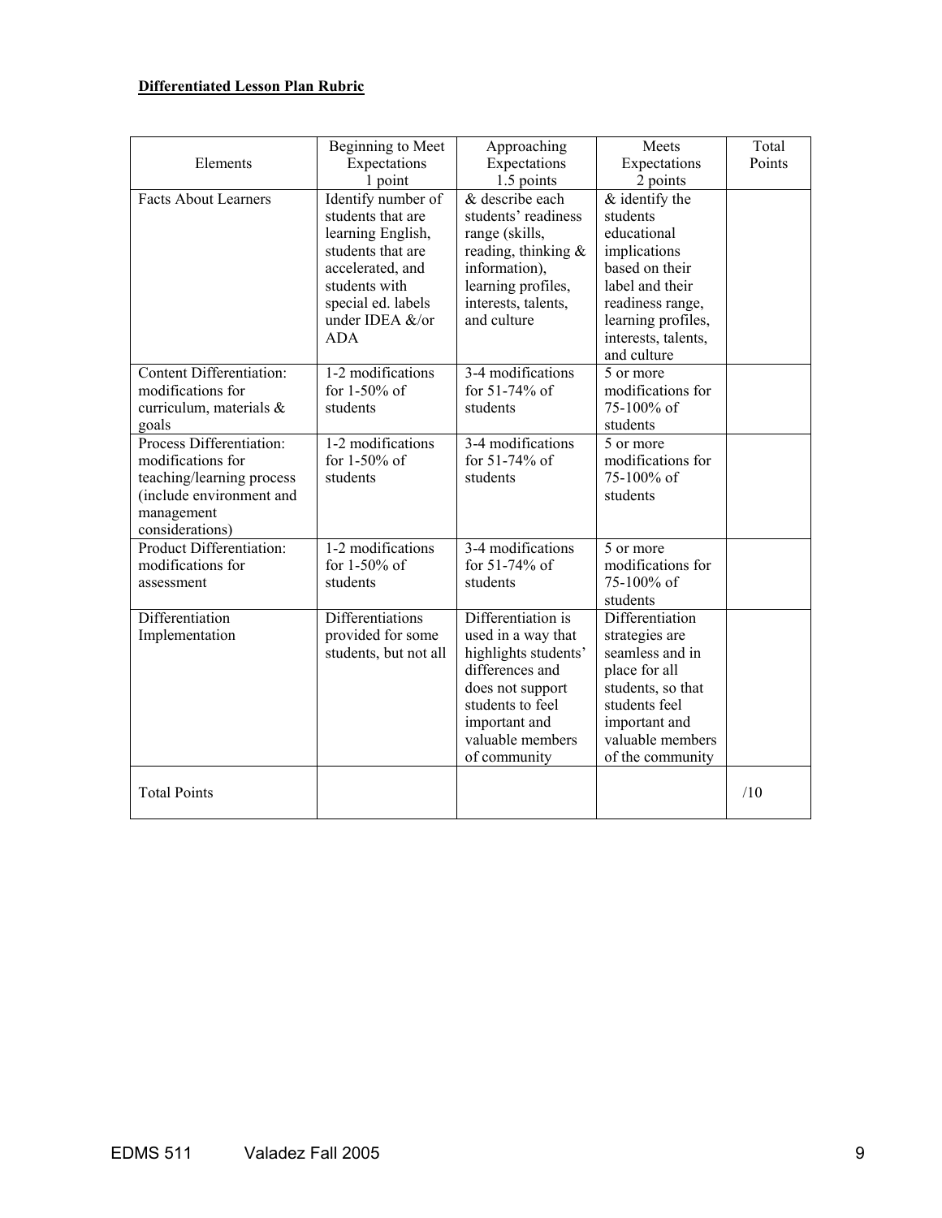**Differentiated Lesson Plan Rubric**

| Elements | Beginning to Meet Expectations 1 point | Approaching Expectations 1.5 points | Meets Expectations 2 points | Total Points |
|---|---|---|---|---|
| Facts About Learners | Identify number of students that are learning English, students that are accelerated, and students with special ed. labels under IDEA &/or ADA | & describe each students' readiness range (skills, reading, thinking & information), learning profiles, interests, talents, and culture | & identify the students educational implications based on their label and their readiness range, learning profiles, interests, talents, and culture | |
| Content Differentiation: modifications for curriculum, materials & goals | 1-2 modifications for 1-50% of students | 3-4 modifications for 51-74% of students | 5 or more modifications for 75-100% of students | |
| Process Differentiation: modifications for teaching/learning process (include environment and management considerations) | 1-2 modifications for 1-50% of students | 3-4 modifications for 51-74% of students | 5 or more modifications for 75-100% of students | |
| Product Differentiation: modifications for assessment | 1-2 modifications for 1-50% of students | 3-4 modifications for 51-74% of students | 5 or more modifications for 75-100% of students | |
| Differentiation Implementation | Differentiations provided for some students, but not all | Differentiation is used in a way that highlights students' differences and does not support students to feel important and valuable members of community | Differentiation strategies are seamless and in place for all students, so that students feel important and valuable members of the community | |
| Total Points | | | | /10 |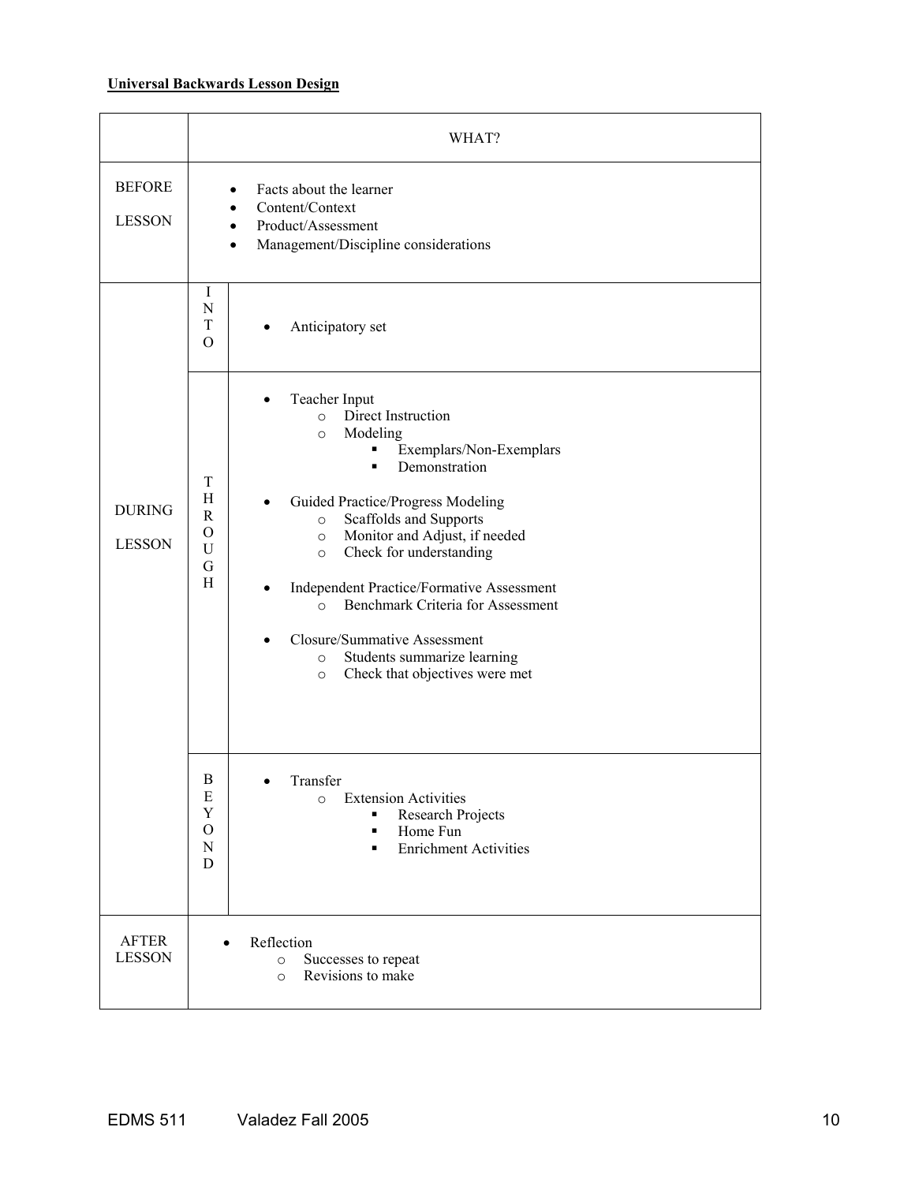**Universal Backwards Lesson Design**

| | | WHAT? |
|---|---|---|
| BEFORE LESSON | | • Facts about the learner<br>• Content/Context<br>• Product/Assessment<br>• Management/Discipline considerations |
| DURING LESSON | INTO | • Anticipatory set |
| | THROUGH | • Teacher Input<br>○ Direct Instruction<br>○ Modeling<br>▪ Exemplars/Non-Exemplars<br>▪ Demonstration<br><br>• Guided Practice/Progress Modeling<br>○ Scaffolds and Supports<br>○ Monitor and Adjust, if needed<br>○ Check for understanding<br><br>• Independent Practice/Formative Assessment<br>○ Benchmark Criteria for Assessment<br><br>• Closure/Summative Assessment<br>○ Students summarize learning<br>○ Check that objectives were met |
| | BEYOND | • Transfer<br>○ Extension Activities<br>▪ Research Projects<br>▪ Home Fun<br>▪ Enrichment Activities |
| AFTER LESSON | | • Reflection<br>○ Successes to repeat<br>○ Revisions to make |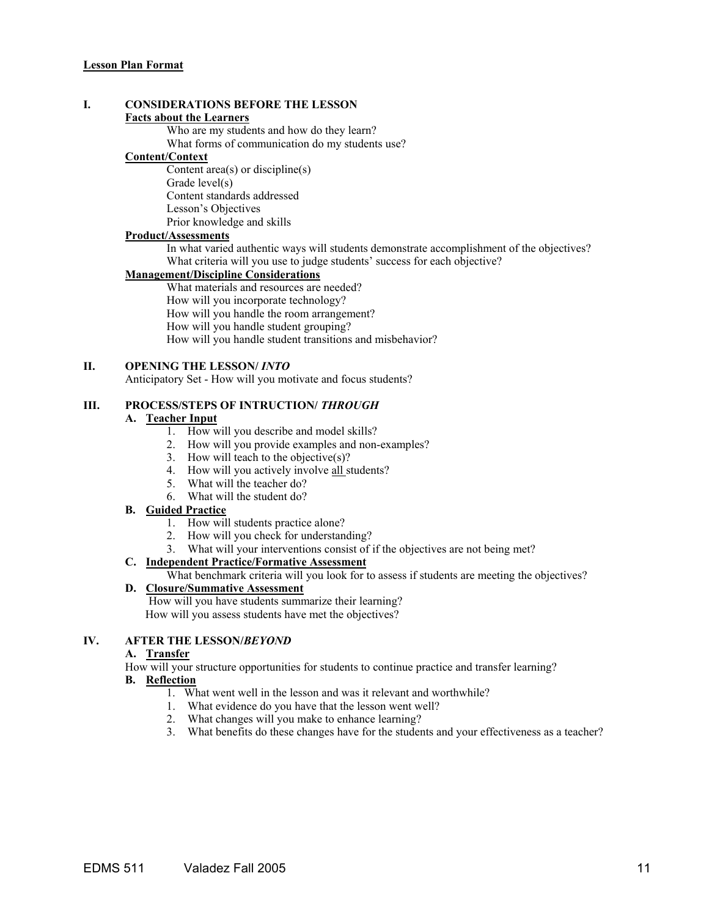**Lesson Plan Format**

**I. CONSIDERATIONS BEFORE THE LESSON**

**Facts about the Learners**

Who are my students and how do they learn?
What forms of communication do my students use?

**Content/Context**

Content area(s) or discipline(s)
Grade level(s)
Content standards addressed
Lesson's Objectives
Prior knowledge and skills

**Product/Assessments**

In what varied authentic ways will students demonstrate accomplishment of the objectives?
What criteria will you use to judge students' success for each objective?

**Management/Discipline Considerations**

What materials and resources are needed?
How will you incorporate technology?
How will you handle the room arrangement?
How will you handle student grouping?
How will you handle student transitions and misbehavior?

**II. OPENING THE LESSON/ *INTO***

Anticipatory Set - How will you motivate and focus students?

**III. PROCESS/STEPS OF INTRUCTION/ *THROUGH***

**A. Teacher Input**

1. How will you describe and model skills?
2. How will you provide examples and non-examples?
3. How will teach to the objective(s)?
4. How will you actively involve all students?
5. What will the teacher do?
6. What will the student do?

**B. Guided Practice**

1. How will students practice alone?
2. How will you check for understanding?
3. What will your interventions consist of if the objectives are not being met?

**C. Independent Practice/Formative Assessment**

What benchmark criteria will you look for to assess if students are meeting the objectives?

**D. Closure/Summative Assessment**

How will you have students summarize their learning?
How will you assess students have met the objectives?

**IV. AFTER THE LESSON/*BEYOND***

**A. Transfer**

How will your structure opportunities for students to continue practice and transfer learning?

**B. Reflection**

1. What went well in the lesson and was it relevant and worthwhile?
1. What evidence do you have that the lesson went well?
2. What changes will you make to enhance learning?
3. What benefits do these changes have for the students and your effectiveness as a teacher?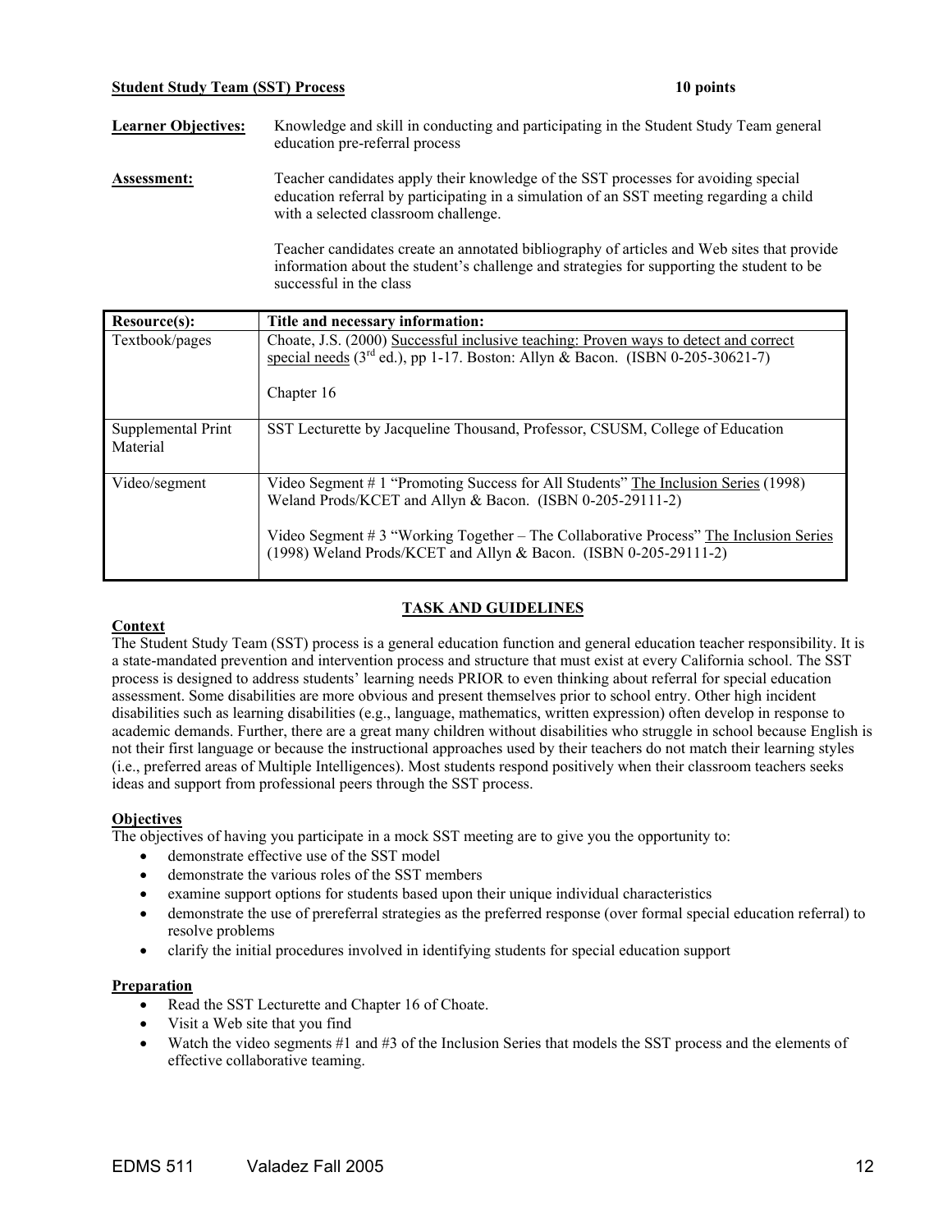**Student Study Team (SST) Process** **10 points**

**Learner Objectives:** Knowledge and skill in conducting and participating in the Student Study Team general education pre-referral process

**Assessment:** Teacher candidates apply their knowledge of the SST processes for avoiding special education referral by participating in a simulation of an SST meeting regarding a child with a selected classroom challenge.

Teacher candidates create an annotated bibliography of articles and Web sites that provide information about the student's challenge and strategies for supporting the student to be successful in the class

| Resource(s): | Title and necessary information: |
|---|---|
| Textbook/pages | Choate, J.S. (2000) Successful inclusive teaching: Proven ways to detect and correct special needs (3rd ed.), pp 1-17. Boston: Allyn & Bacon. (ISBN 0-205-30621-7)<br><br>Chapter 16 |
| Supplemental Print Material | SST Lecturette by Jacqueline Thousand, Professor, CSUSM, College of Education |
| Video/segment | Video Segment # 1 "Promoting Success for All Students" The Inclusion Series (1998) Weland Prods/KCET and Allyn & Bacon. (ISBN 0-205-29111-2)<br><br>Video Segment # 3 "Working Together – The Collaborative Process" The Inclusion Series (1998) Weland Prods/KCET and Allyn & Bacon. (ISBN 0-205-29111-2) |

## TASK AND GUIDELINES

**Context**

The Student Study Team (SST) process is a general education function and general education teacher responsibility. It is a state-mandated prevention and intervention process and structure that must exist at every California school. The SST process is designed to address students' learning needs PRIOR to even thinking about referral for special education assessment. Some disabilities are more obvious and present themselves prior to school entry. Other high incident disabilities such as learning disabilities (e.g., language, mathematics, written expression) often develop in response to academic demands. Further, there are a great many children without disabilities who struggle in school because English is not their first language or because the instructional approaches used by their teachers do not match their learning styles (i.e., preferred areas of Multiple Intelligences). Most students respond positively when their classroom teachers seeks ideas and support from professional peers through the SST process.

**Objectives**

The objectives of having you participate in a mock SST meeting are to give you the opportunity to:

- demonstrate effective use of the SST model
- demonstrate the various roles of the SST members
- examine support options for students based upon their unique individual characteristics
- demonstrate the use of prereferral strategies as the preferred response (over formal special education referral) to resolve problems
- clarify the initial procedures involved in identifying students for special education support

**Preparation**

- Read the SST Lecturette and Chapter 16 of Choate.
- Visit a Web site that you find
- Watch the video segments #1 and #3 of the Inclusion Series that models the SST process and the elements of effective collaborative teaming.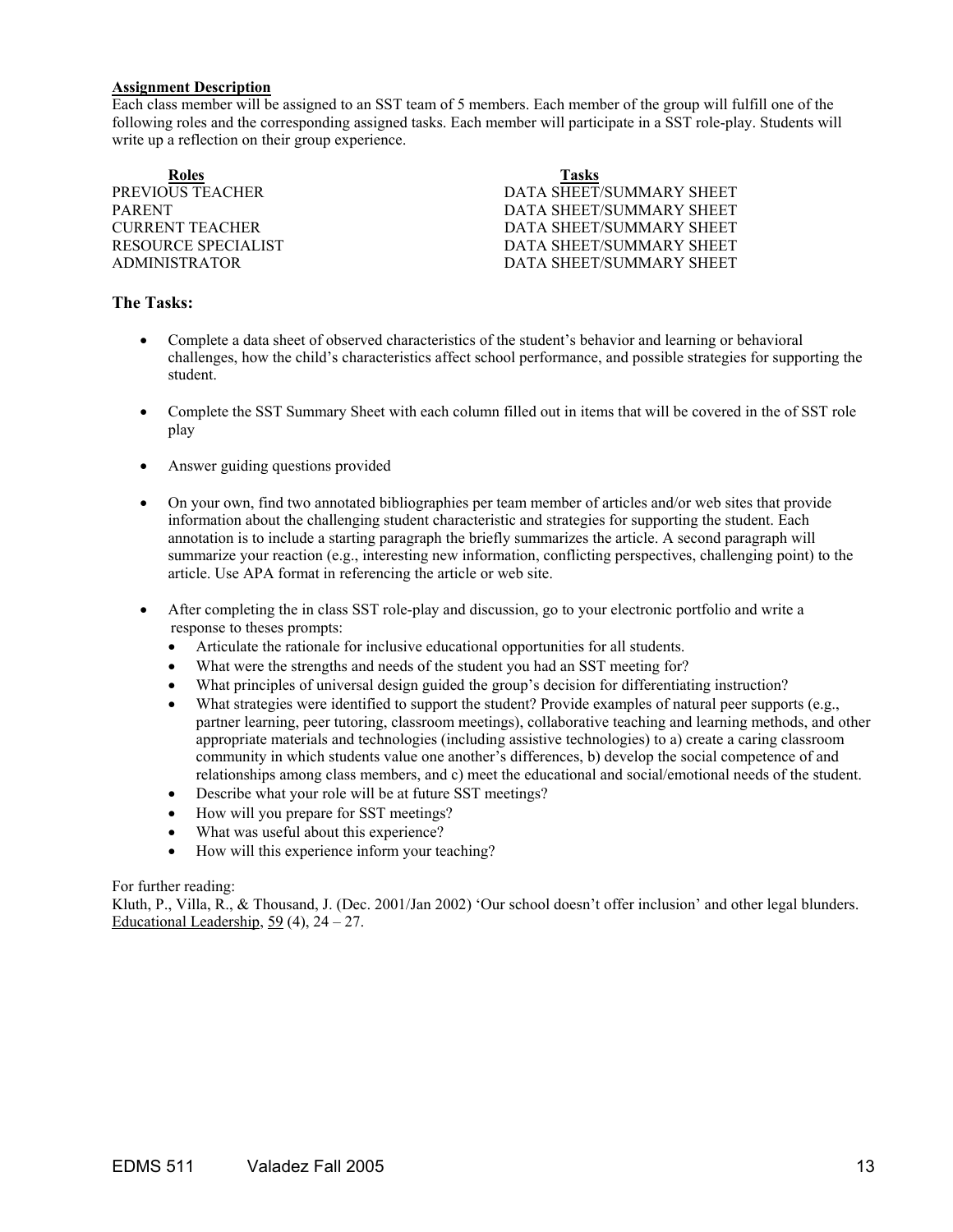**Assignment Description**

Each class member will be assigned to an SST team of 5 members. Each member of the group will fulfill one of the following roles and the corresponding assigned tasks. Each member will participate in a SST role-play. Students will write up a reflection on their group experience.

| Roles | Tasks |
|---|---|
| PREVIOUS TEACHER | DATA SHEET/SUMMARY SHEET |
| PARENT | DATA SHEET/SUMMARY SHEET |
| CURRENT TEACHER | DATA SHEET/SUMMARY SHEET |
| RESOURCE SPECIALIST | DATA SHEET/SUMMARY SHEET |
| ADMINISTRATOR | DATA SHEET/SUMMARY SHEET |

### The Tasks:

- Complete a data sheet of observed characteristics of the student's behavior and learning or behavioral challenges, how the child's characteristics affect school performance, and possible strategies for supporting the student.
- Complete the SST Summary Sheet with each column filled out in items that will be covered in the of SST role play
- Answer guiding questions provided
- On your own, find two annotated bibliographies per team member of articles and/or web sites that provide information about the challenging student characteristic and strategies for supporting the student. Each annotation is to include a starting paragraph the briefly summarizes the article. A second paragraph will summarize your reaction (e.g., interesting new information, conflicting perspectives, challenging point) to the article. Use APA format in referencing the article or web site.
- After completing the in class SST role-play and discussion, go to your electronic portfolio and write a response to theses prompts:
  - Articulate the rationale for inclusive educational opportunities for all students.
  - What were the strengths and needs of the student you had an SST meeting for?
  - What principles of universal design guided the group's decision for differentiating instruction?
  - What strategies were identified to support the student? Provide examples of natural peer supports (e.g., partner learning, peer tutoring, classroom meetings), collaborative teaching and learning methods, and other appropriate materials and technologies (including assistive technologies) to a) create a caring classroom community in which students value one another's differences, b) develop the social competence of and relationships among class members, and c) meet the educational and social/emotional needs of the student.
  - Describe what your role will be at future SST meetings?
  - How will you prepare for SST meetings?
  - What was useful about this experience?
  - How will this experience inform your teaching?

For further reading:

Kluth, P., Villa, R., & Thousand, J. (Dec. 2001/Jan 2002) 'Our school doesn't offer inclusion' and other legal blunders. Educational Leadership, 59 (4), 24 – 27.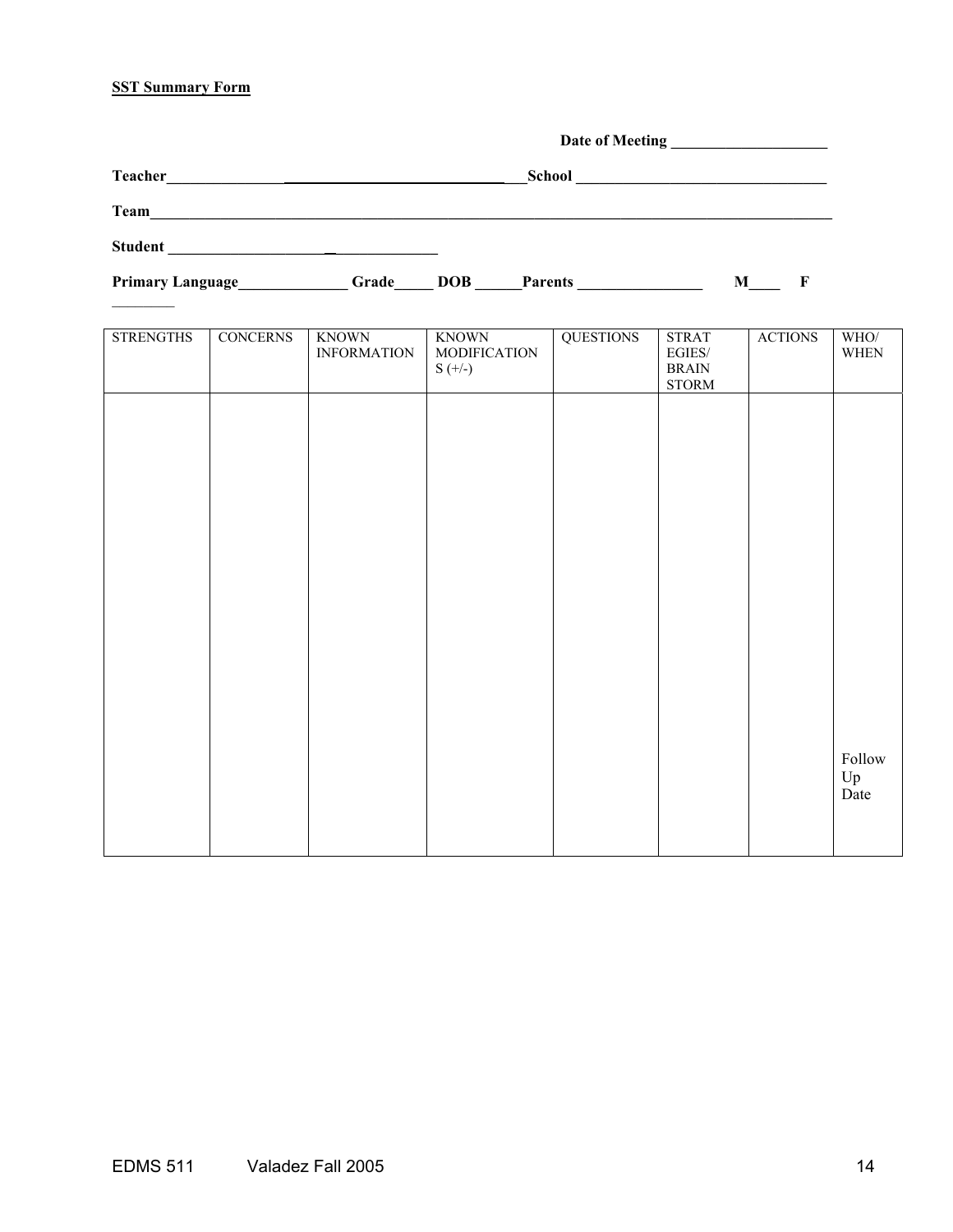**SST Summary Form**

**Date of Meeting ____________________**

**Teacher_______________ ____________________________ ___School ________________________________**

**Team___________________________________________________________________________________________**

**Student ____________________ _ _____________**

**Primary Language______________ Grade_____ DOB ______Parents ________________ M____ F ________**

| STRENGTHS | CONCERNS | KNOWN INFORMATION | KNOWN MODIFICATIONS (+/-) | QUESTIONS | STRATEGIES/ BRAIN STORM | ACTIONS | WHO/ WHEN |
|---|---|---|---|---|---|---|---|
| | | | | | | | Follow Up Date |

EDMS 511 Valadez Fall 2005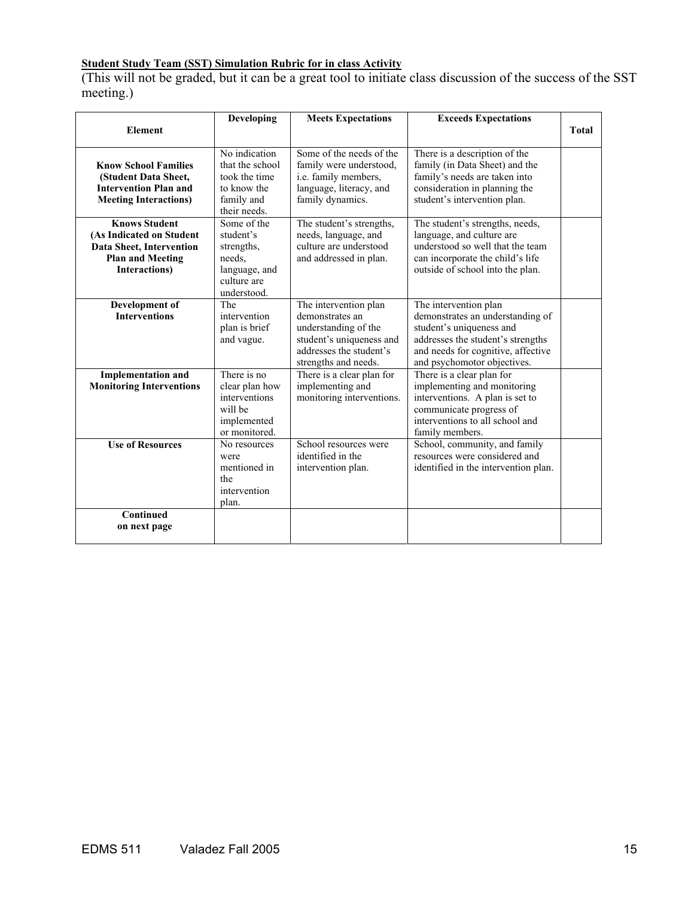**Student Study Team (SST) Simulation Rubric for in class Activity**

(This will not be graded, but it can be a great tool to initiate class discussion of the success of the SST meeting.)

| Element | Developing | Meets Expectations | Exceeds Expectations | Total |
|---|---|---|---|---|
| **Know School Families (Student Data Sheet, Intervention Plan and Meeting Interactions)** | No indication that the school took the time to know the family and their needs. | Some of the needs of the family were understood, i.e. family members, language, literacy, and family dynamics. | There is a description of the family (in Data Sheet) and the family's needs are taken into consideration in planning the student's intervention plan. | |
| **Knows Student (As Indicated on Student Data Sheet, Intervention Plan and Meeting Interactions)** | Some of the student's strengths, needs, language, and culture are understood. | The student's strengths, needs, language, and culture are understood and addressed in plan. | The student's strengths, needs, language, and culture are understood so well that the team can incorporate the child's life outside of school into the plan. | |
| **Development of Interventions** | The intervention plan is brief and vague. | The intervention plan demonstrates an understanding of the student's uniqueness and addresses the student's strengths and needs. | The intervention plan demonstrates an understanding of student's uniqueness and addresses the student's strengths and needs for cognitive, affective and psychomotor objectives. | |
| **Implementation and Monitoring Interventions** | There is no clear plan how interventions will be implemented or monitored. | There is a clear plan for implementing and monitoring interventions. | There is a clear plan for implementing and monitoring interventions. A plan is set to communicate progress of interventions to all school and family members. | |
| **Use of Resources** | No resources were mentioned in the intervention plan. | School resources were identified in the intervention plan. | School, community, and family resources were considered and identified in the intervention plan. | |
| **Continued on next page** | | | | |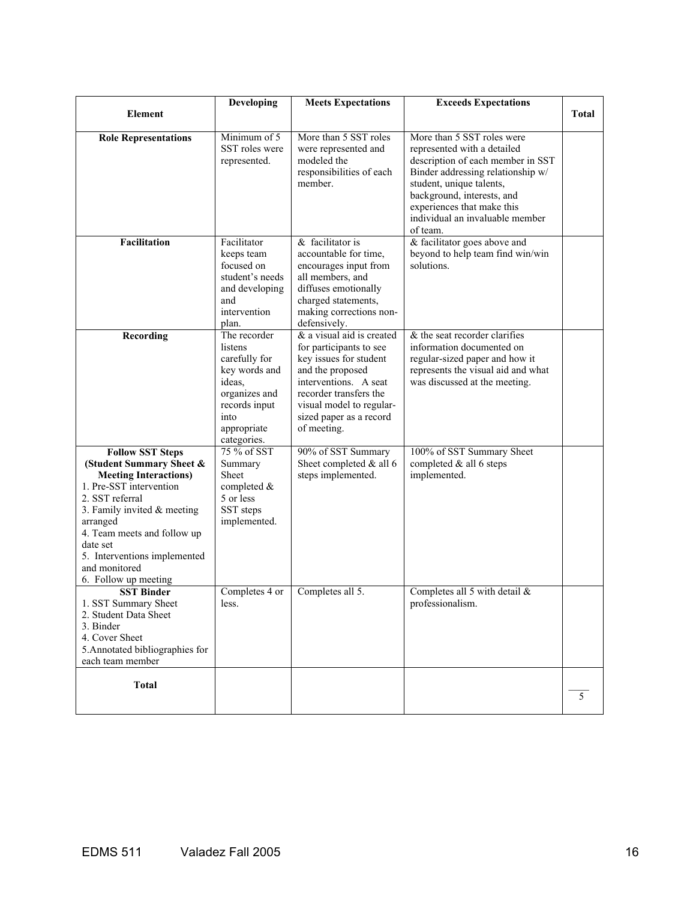| Element | Developing | Meets Expectations | Exceeds Expectations | Total |
|---|---|---|---|---|
| **Role Representations** | Minimum of 5 SST roles were represented. | More than 5 SST roles were represented and modeled the responsibilities of each member. | More than 5 SST roles were represented with a detailed description of each member in SST Binder addressing relationship w/ student, unique talents, background, interests, and experiences that make this individual an invaluable member of team. | |
| **Facilitation** | Facilitator keeps team focused on student's needs and developing and intervention plan. | & facilitator is accountable for time, encourages input from all members, and diffuses emotionally charged statements, making corrections non-defensively. | & facilitator goes above and beyond to help team find win/win solutions. | |
| **Recording** | The recorder listens carefully for key words and ideas, organizes and records input into appropriate categories. | & a visual aid is created for participants to see key issues for student and the proposed interventions. A seat recorder transfers the visual model to regular-sized paper as a record of meeting. | & the seat recorder clarifies information documented on regular-sized paper and how it represents the visual aid and what was discussed at the meeting. | |
| **Follow SST Steps (Student Summary Sheet & Meeting Interactions)**<br>1. Pre-SST intervention<br>2. SST referral<br>3. Family invited & meeting arranged<br>4. Team meets and follow up date set<br>5. Interventions implemented and monitored<br>6. Follow up meeting | 75 % of SST Summary Sheet completed & 5 or less SST steps implemented. | 90% of SST Summary Sheet completed & all 6 steps implemented. | 100% of SST Summary Sheet completed & all 6 steps implemented. | |
| **SST Binder**<br>1. SST Summary Sheet<br>2. Student Data Sheet<br>3. Binder<br>4. Cover Sheet<br>5. Annotated bibliographies for each team member | Completes 4 or less. | Completes all 5. | Completes all 5 with detail & professionalism. | |
| **Total** | | | | ____<br>5 |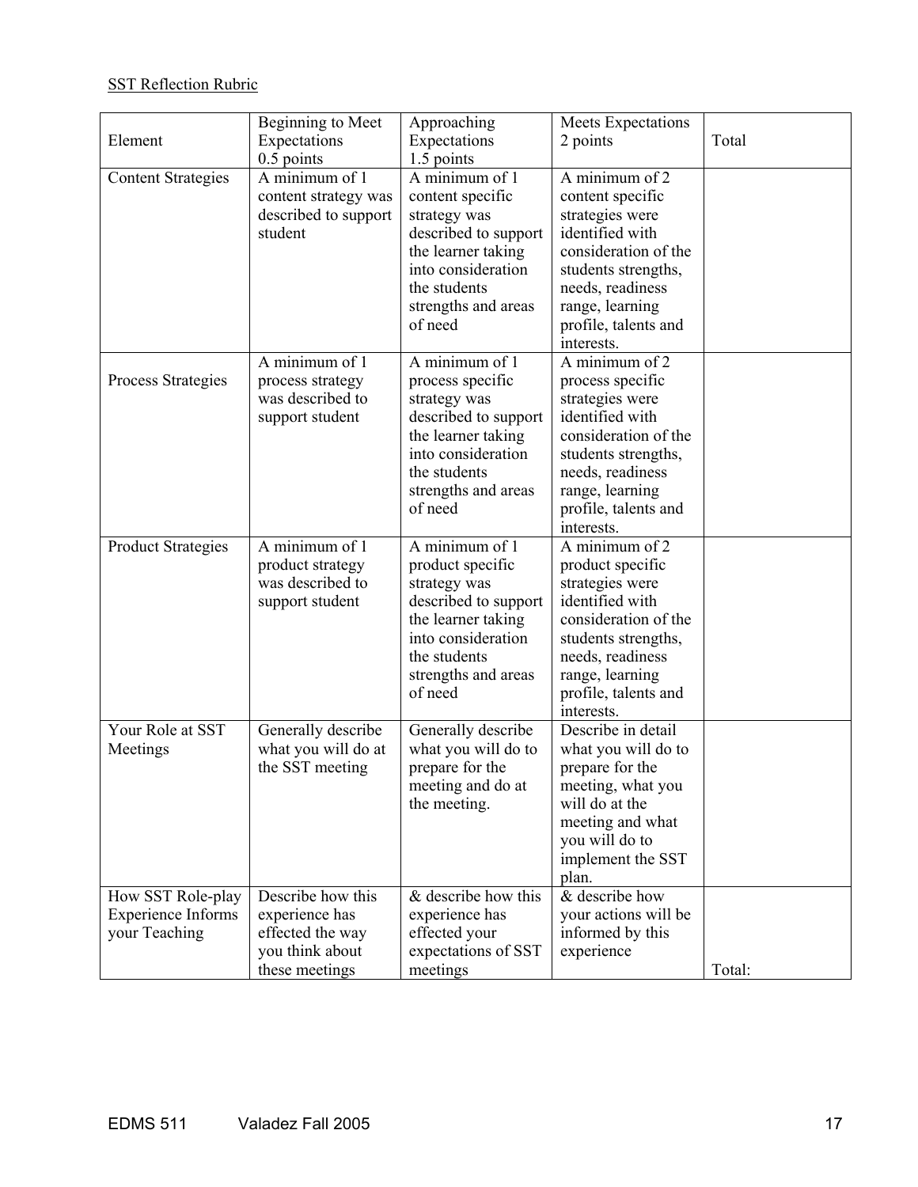SST Reflection Rubric

| Element | Beginning to Meet Expectations 0.5 points | Approaching Expectations 1.5 points | Meets Expectations 2 points | Total |
|---|---|---|---|---|
| Content Strategies | A minimum of 1 content strategy was described to support student | A minimum of 1 content specific strategy was described to support the learner taking into consideration the students strengths and areas of need | A minimum of 2 content specific strategies were identified with consideration of the students strengths, needs, readiness range, learning profile, talents and interests. | |
| Process Strategies | A minimum of 1 process strategy was described to support student | A minimum of 1 process specific strategy was described to support the learner taking into consideration the students strengths and areas of need | A minimum of 2 process specific strategies were identified with consideration of the students strengths, needs, readiness range, learning profile, talents and interests. | |
| Product Strategies | A minimum of 1 product strategy was described to support student | A minimum of 1 product specific strategy was described to support the learner taking into consideration the students strengths and areas of need | A minimum of 2 product specific strategies were identified with consideration of the students strengths, needs, readiness range, learning profile, talents and interests. | |
| Your Role at SST Meetings | Generally describe what you will do at the SST meeting | Generally describe what you will do to prepare for the meeting and do at the meeting. | Describe in detail what you will do to prepare for the meeting, what you will do at the meeting and what you will do to implement the SST plan. | |
| How SST Role-play Experience Informs your Teaching | Describe how this experience has effected the way you think about these meetings | & describe how this experience has effected your expectations of SST meetings | & describe how your actions will be informed by this experience | Total: |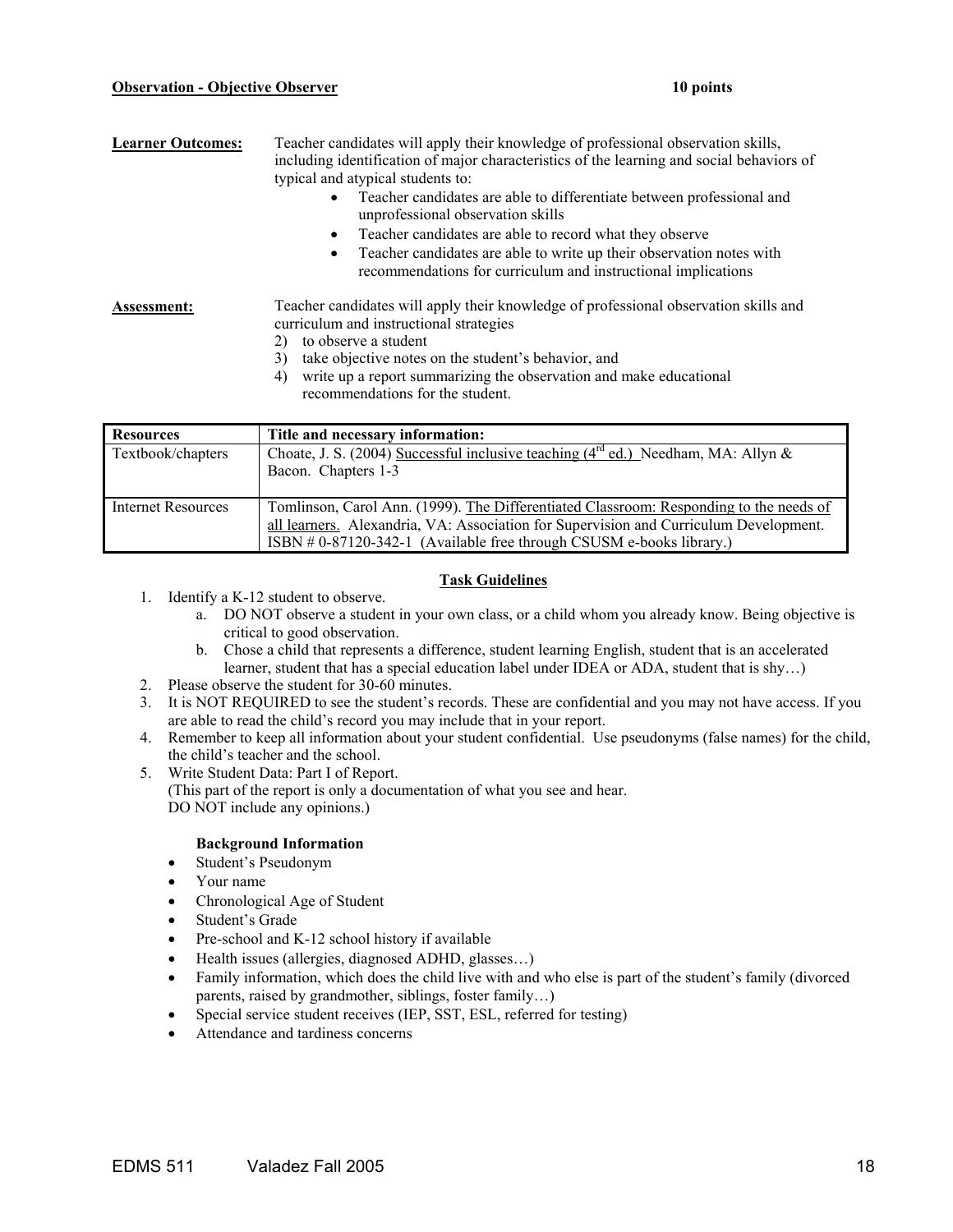**Observation - Objective Observer** **10 points**

**Learner Outcomes:** Teacher candidates will apply their knowledge of professional observation skills, including identification of major characteristics of the learning and social behaviors of typical and atypical students to:

- Teacher candidates are able to differentiate between professional and unprofessional observation skills
- Teacher candidates are able to record what they observe
- Teacher candidates are able to write up their observation notes with recommendations for curriculum and instructional implications

**Assessment:** Teacher candidates will apply their knowledge of professional observation skills and curriculum and instructional strategies

2) to observe a student
3) take objective notes on the student's behavior, and
4) write up a report summarizing the observation and make educational recommendations for the student.

| **Resources** | **Title and necessary information:** |
|---|---|
| Textbook/chapters | Choate, J. S. (2004) Successful inclusive teaching (4th ed.) Needham, MA: Allyn & Bacon. Chapters 1-3 |
| Internet Resources | Tomlinson, Carol Ann. (1999). The Differentiated Classroom: Responding to the needs of all learners. Alexandria, VA: Association for Supervision and Curriculum Development. ISBN # 0-87120-342-1 (Available free through CSUSM e-books library.) |

**Task Guidelines**

1. Identify a K-12 student to observe.
   a. DO NOT observe a student in your own class, or a child whom you already know. Being objective is critical to good observation.
   b. Chose a child that represents a difference, student learning English, student that is an accelerated learner, student that has a special education label under IDEA or ADA, student that is shy…)
2. Please observe the student for 30-60 minutes.
3. It is NOT REQUIRED to see the student's records. These are confidential and you may not have access. If you are able to read the child's record you may include that in your report.
4. Remember to keep all information about your student confidential. Use pseudonyms (false names) for the child, the child's teacher and the school.
5. Write Student Data: Part I of Report.
   (This part of the report is only a documentation of what you see and hear.
   DO NOT include any opinions.)

   **Background Information**
   - Student's Pseudonym
   - Your name
   - Chronological Age of Student
   - Student's Grade
   - Pre-school and K-12 school history if available
   - Health issues (allergies, diagnosed ADHD, glasses…)
   - Family information, which does the child live with and who else is part of the student's family (divorced parents, raised by grandmother, siblings, foster family…)
   - Special service student receives (IEP, SST, ESL, referred for testing)
   - Attendance and tardiness concerns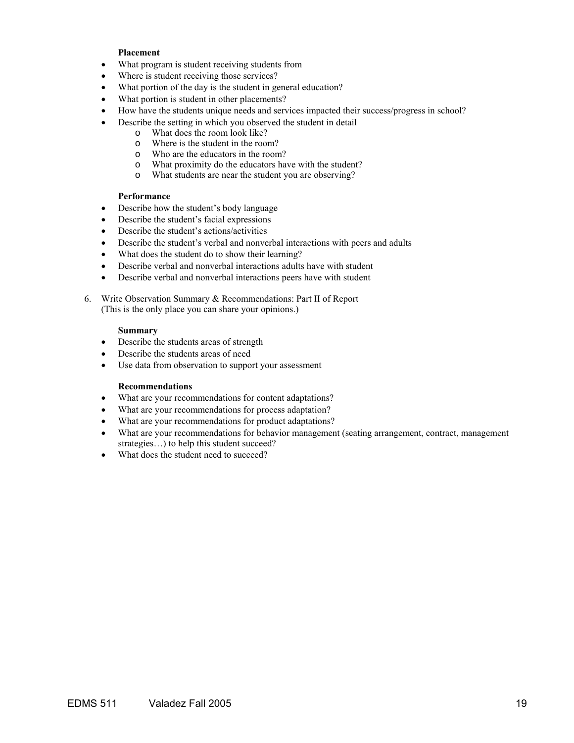**Placement**

- What program is student receiving students from
- Where is student receiving those services?
- What portion of the day is the student in general education?
- What portion is student in other placements?
- How have the students unique needs and services impacted their success/progress in school?
- Describe the setting in which you observed the student in detail
  - What does the room look like?
  - Where is the student in the room?
  - Who are the educators in the room?
  - What proximity do the educators have with the student?
  - What students are near the student you are observing?

**Performance**

- Describe how the student's body language
- Describe the student's facial expressions
- Describe the student's actions/activities
- Describe the student's verbal and nonverbal interactions with peers and adults
- What does the student do to show their learning?
- Describe verbal and nonverbal interactions adults have with student
- Describe verbal and nonverbal interactions peers have with student

6. Write Observation Summary & Recommendations: Part II of Report
   (This is the only place you can share your opinions.)

**Summary**

- Describe the students areas of strength
- Describe the students areas of need
- Use data from observation to support your assessment

**Recommendations**

- What are your recommendations for content adaptations?
- What are your recommendations for process adaptation?
- What are your recommendations for product adaptations?
- What are your recommendations for behavior management (seating arrangement, contract, management strategies…) to help this student succeed?
- What does the student need to succeed?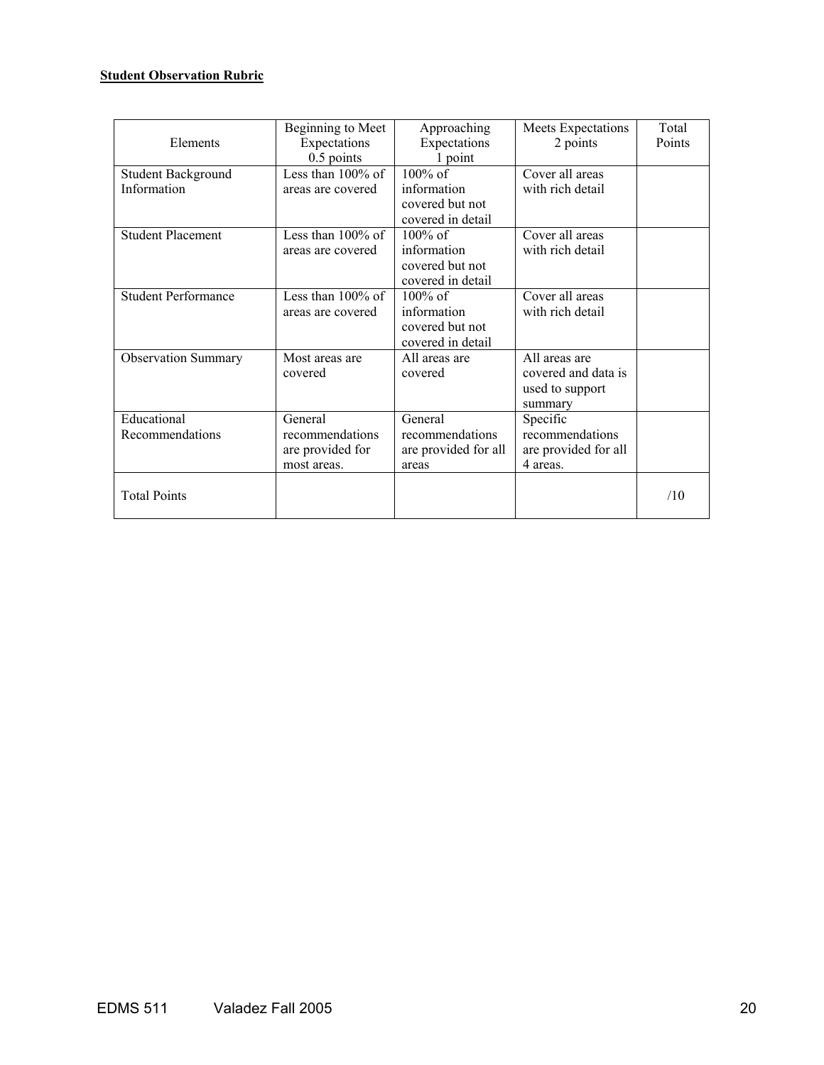**Student Observation Rubric**

| Elements | Beginning to Meet Expectations 0.5 points | Approaching Expectations 1 point | Meets Expectations 2 points | Total Points |
|---|---|---|---|---|
| Student Background Information | Less than 100% of areas are covered | 100% of information covered but not covered in detail | Cover all areas with rich detail | |
| Student Placement | Less than 100% of areas are covered | 100% of information covered but not covered in detail | Cover all areas with rich detail | |
| Student Performance | Less than 100% of areas are covered | 100% of information covered but not covered in detail | Cover all areas with rich detail | |
| Observation Summary | Most areas are covered | All areas are covered | All areas are covered and data is used to support summary | |
| Educational Recommendations | General recommendations are provided for most areas. | General recommendations are provided for all areas | Specific recommendations are provided for all 4 areas. | |
| Total Points | | | | /10 |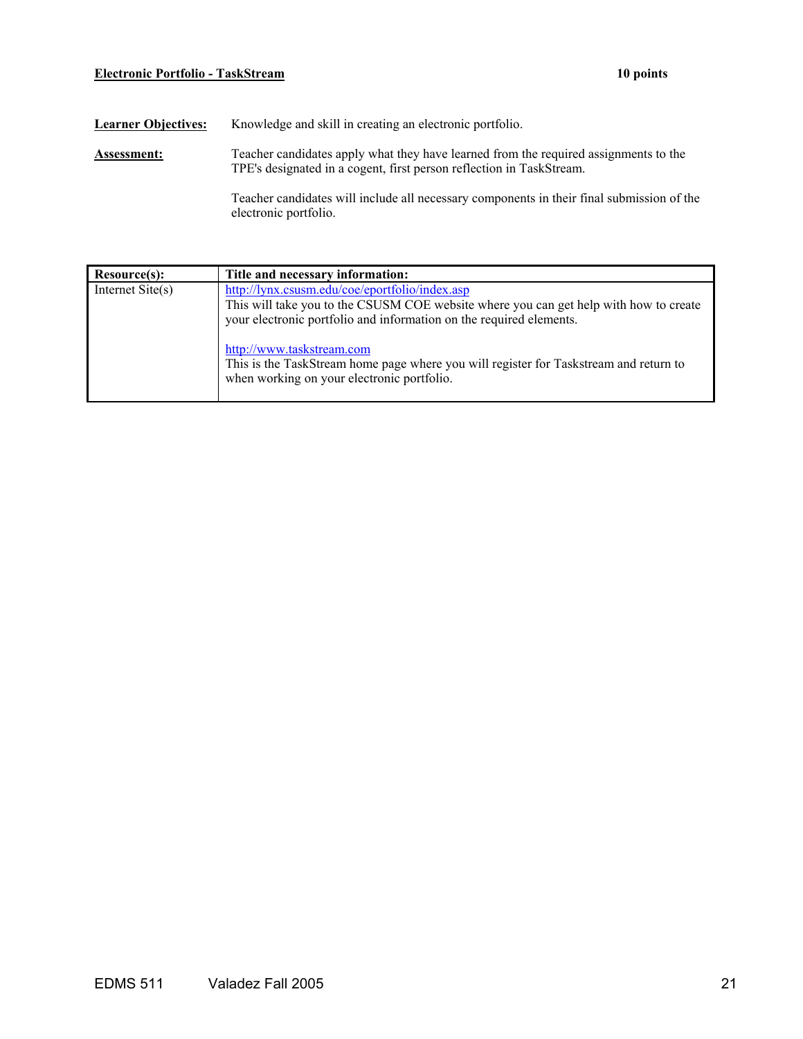**<u>Electronic Portfolio - TaskStream</u>** **10 points**

**<u>Learner Objectives:</u>** Knowledge and skill in creating an electronic portfolio.

**<u>Assessment:</u>** Teacher candidates apply what they have learned from the required assignments to the TPE's designated in a cogent, first person reflection in TaskStream.

Teacher candidates will include all necessary components in their final submission of the electronic portfolio.

| **Resource(s):** | **Title and necessary information:** |
|---|---|
| Internet Site(s) | http://lynx.csusm.edu/coe/eportfolio/index.asp<br>This will take you to the CSUSM COE website where you can get help with how to create your electronic portfolio and information on the required elements.<br><br>http://www.taskstream.com<br>This is the TaskStream home page where you will register for Taskstream and return to when working on your electronic portfolio. |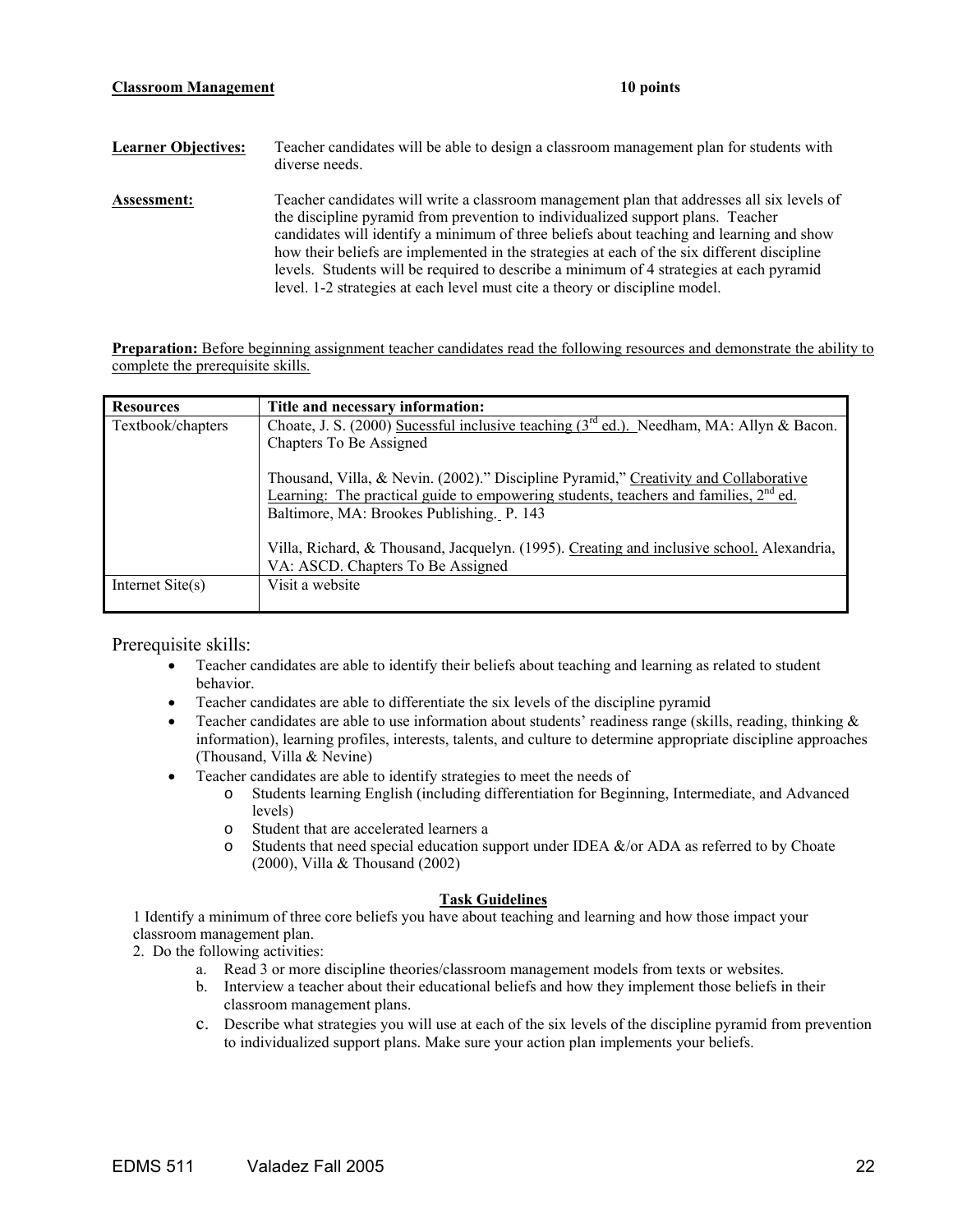**Classroom Management** **10 points**

**Learner Objectives:** Teacher candidates will be able to design a classroom management plan for students with diverse needs.

**Assessment:** Teacher candidates will write a classroom management plan that addresses all six levels of the discipline pyramid from prevention to individualized support plans. Teacher candidates will identify a minimum of three beliefs about teaching and learning and show how their beliefs are implemented in the strategies at each of the six different discipline levels. Students will be required to describe a minimum of 4 strategies at each pyramid level. 1-2 strategies at each level must cite a theory or discipline model.

**Preparation:** Before beginning assignment teacher candidates read the following resources and demonstrate the ability to complete the prerequisite skills.

| **Resources** | **Title and necessary information:** |
|---|---|
| Textbook/chapters | Choate, J. S. (2000) Sucessful inclusive teaching (3rd ed.). Needham, MA: Allyn & Bacon. Chapters To Be Assigned<br><br>Thousand, Villa, & Nevin. (2002)." Discipline Pyramid," Creativity and Collaborative Learning: The practical guide to empowering students, teachers and families, 2nd ed. Baltimore, MA: Brookes Publishing. P. 143<br><br>Villa, Richard, & Thousand, Jacquelyn. (1995). Creating and inclusive school. Alexandria, VA: ASCD. Chapters To Be Assigned |
| Internet Site(s) | Visit a website |

Prerequisite skills:

- Teacher candidates are able to identify their beliefs about teaching and learning as related to student behavior.
- Teacher candidates are able to differentiate the six levels of the discipline pyramid
- Teacher candidates are able to use information about students' readiness range (skills, reading, thinking & information), learning profiles, interests, talents, and culture to determine appropriate discipline approaches (Thousand, Villa & Nevine)
- Teacher candidates are able to identify strategies to meet the needs of
  - Students learning English (including differentiation for Beginning, Intermediate, and Advanced levels)
  - Student that are accelerated learners a
  - Students that need special education support under IDEA &/or ADA as referred to by Choate (2000), Villa & Thousand (2002)

**Task Guidelines**

1 Identify a minimum of three core beliefs you have about teaching and learning and how those impact your classroom management plan.

2. Do the following activities:
   a. Read 3 or more discipline theories/classroom management models from texts or websites.
   b. Interview a teacher about their educational beliefs and how they implement those beliefs in their classroom management plans.
   c. Describe what strategies you will use at each of the six levels of the discipline pyramid from prevention to individualized support plans. Make sure your action plan implements your beliefs.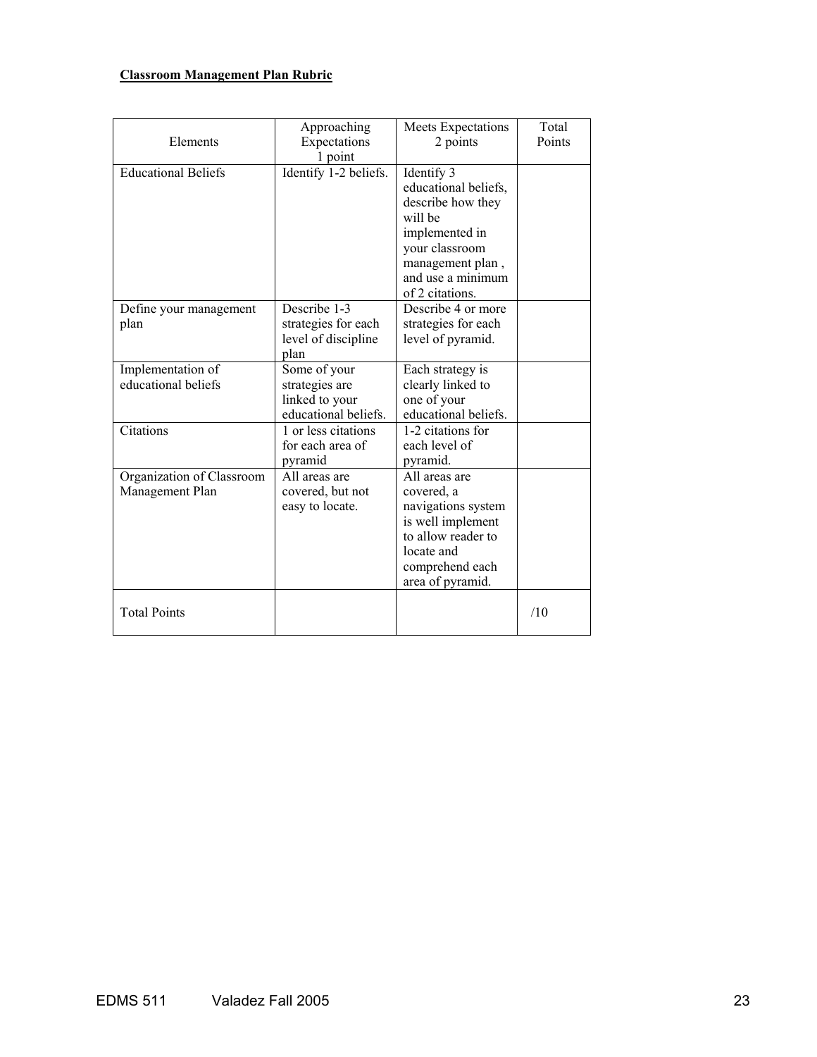**Classroom Management Plan Rubric**

| Elements | Approaching Expectations 1 point | Meets Expectations 2 points | Total Points |
|---|---|---|---|
| Educational Beliefs | Identify 1-2 beliefs. | Identify 3 educational beliefs, describe how they will be implemented in your classroom management plan , and use a minimum of 2 citations. | |
| Define your management plan | Describe 1-3 strategies for each level of discipline plan | Describe 4 or more strategies for each level of pyramid. | |
| Implementation of educational beliefs | Some of your strategies are linked to your educational beliefs. | Each strategy is clearly linked to one of your educational beliefs. | |
| Citations | 1 or less citations for each area of pyramid | 1-2 citations for each level of pyramid. | |
| Organization of Classroom Management Plan | All areas are covered, but not easy to locate. | All areas are covered, a navigations system is well implement to allow reader to locate and comprehend each area of pyramid. | |
| Total Points | | | /10 |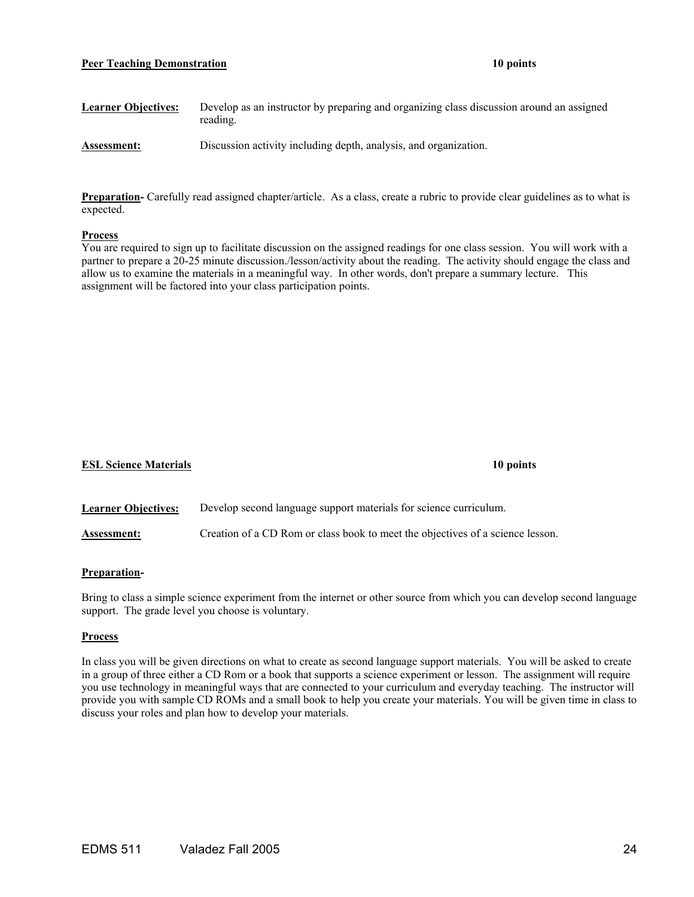**Peer Teaching Demonstration** **10 points**

**Learner Objectives:** Develop as an instructor by preparing and organizing class discussion around an assigned reading.

**Assessment:** Discussion activity including depth, analysis, and organization.

**Preparation-** Carefully read assigned chapter/article. As a class, create a rubric to provide clear guidelines as to what is expected.

**Process**

You are required to sign up to facilitate discussion on the assigned readings for one class session. You will work with a partner to prepare a 20-25 minute discussion./lesson/activity about the reading. The activity should engage the class and allow us to examine the materials in a meaningful way. In other words, don't prepare a summary lecture. This assignment will be factored into your class participation points.

**ESL Science Materials** **10 points**

**Learner Objectives:** Develop second language support materials for science curriculum.

**Assessment:** Creation of a CD Rom or class book to meet the objectives of a science lesson.

**Preparation-**

Bring to class a simple science experiment from the internet or other source from which you can develop second language support. The grade level you choose is voluntary.

**Process**

In class you will be given directions on what to create as second language support materials. You will be asked to create in a group of three either a CD Rom or a book that supports a science experiment or lesson. The assignment will require you use technology in meaningful ways that are connected to your curriculum and everyday teaching. The instructor will provide you with sample CD ROMs and a small book to help you create your materials. You will be given time in class to discuss your roles and plan how to develop your materials.